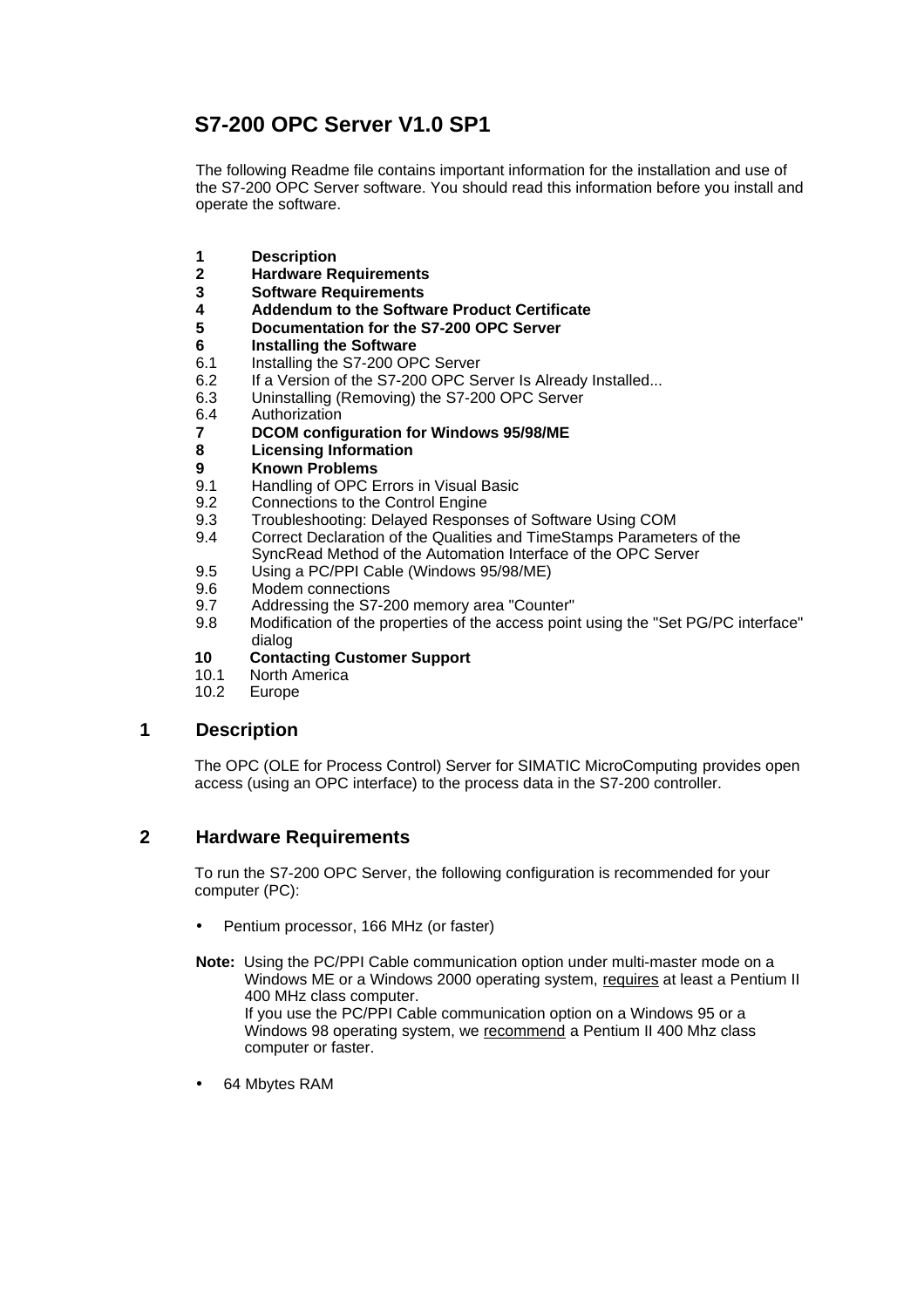# S7-200 OPC Server V1.0 SP1

The following Readme file contains important information for the installation and use of the S7-200 OPC Server software. You should read this information before you install and operate the software.

**1 Description**
**2 Hardware Requirements**
**3 Software Requirements**
**4 Addendum to the Software Product Certificate**
**5 Documentation for the S7-200 OPC Server**
**6 Installing the Software**
6.1 Installing the S7-200 OPC Server
6.2 If a Version of the S7-200 OPC Server Is Already Installed...
6.3 Uninstalling (Removing) the S7-200 OPC Server
6.4 Authorization
**7 DCOM configuration for Windows 95/98/ME**
**8 Licensing Information**
**9 Known Problems**
9.1 Handling of OPC Errors in Visual Basic
9.2 Connections to the Control Engine
9.3 Troubleshooting: Delayed Responses of Software Using COM
9.4 Correct Declaration of the Qualities and TimeStamps Parameters of the SyncRead Method of the Automation Interface of the OPC Server
9.5 Using a PC/PPI Cable (Windows 95/98/ME)
9.6 Modem connections
9.7 Addressing the S7-200 memory area "Counter"
9.8 Modification of the properties of the access point using the "Set PG/PC interface" dialog
**10 Contacting Customer Support**
10.1 North America
10.2 Europe

## 1 Description

The OPC (OLE for Process Control) Server for SIMATIC MicroComputing provides open access (using an OPC interface) to the process data in the S7-200 controller.

## 2 Hardware Requirements

To run the S7-200 OPC Server, the following configuration is recommended for your computer (PC):

- Pentium processor, 166 MHz (or faster)

**Note:** Using the PC/PPI Cable communication option under multi-master mode on a Windows ME or a Windows 2000 operating system, requires at least a Pentium II 400 MHz class computer.
If you use the PC/PPI Cable communication option on a Windows 95 or a Windows 98 operating system, we recommend a Pentium II 400 Mhz class computer or faster.

- 64 Mbytes RAM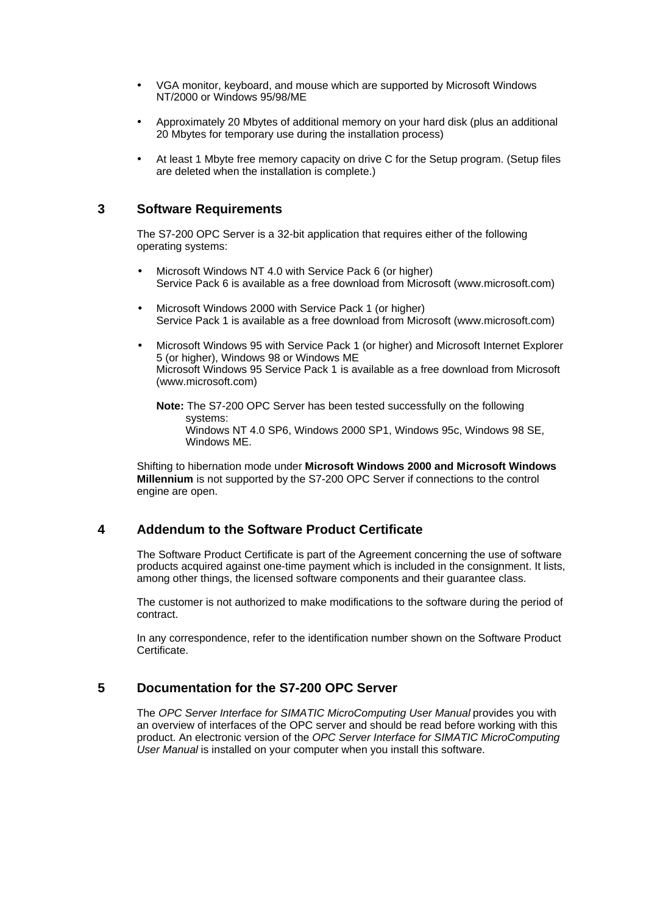- VGA monitor, keyboard, and mouse which are supported by Microsoft Windows NT/2000 or Windows 95/98/ME
- Approximately 20 Mbytes of additional memory on your hard disk (plus an additional 20 Mbytes for temporary use during the installation process)
- At least 1 Mbyte free memory capacity on drive C for the Setup program. (Setup files are deleted when the installation is complete.)

## 3 Software Requirements

The S7-200 OPC Server is a 32-bit application that requires either of the following operating systems:

- Microsoft Windows NT 4.0 with Service Pack 6 (or higher)
  Service Pack 6 is available as a free download from Microsoft (www.microsoft.com)
- Microsoft Windows 2000 with Service Pack 1 (or higher)
  Service Pack 1 is available as a free download from Microsoft (www.microsoft.com)
- Microsoft Windows 95 with Service Pack 1 (or higher) and Microsoft Internet Explorer 5 (or higher), Windows 98 or Windows ME
  Microsoft Windows 95 Service Pack 1 is available as a free download from Microsoft (www.microsoft.com)

  **Note:** The S7-200 OPC Server has been tested successfully on the following systems:
  Windows NT 4.0 SP6, Windows 2000 SP1, Windows 95c, Windows 98 SE, Windows ME.

Shifting to hibernation mode under **Microsoft Windows 2000 and Microsoft Windows Millennium** is not supported by the S7-200 OPC Server if connections to the control engine are open.

## 4 Addendum to the Software Product Certificate

The Software Product Certificate is part of the Agreement concerning the use of software products acquired against one-time payment which is included in the consignment. It lists, among other things, the licensed software components and their guarantee class.

The customer is not authorized to make modifications to the software during the period of contract.

In any correspondence, refer to the identification number shown on the Software Product Certificate.

## 5 Documentation for the S7-200 OPC Server

The *OPC Server Interface for SIMATIC MicroComputing User Manual* provides you with an overview of interfaces of the OPC server and should be read before working with this product. An electronic version of the *OPC Server Interface for SIMATIC MicroComputing User Manual* is installed on your computer when you install this software.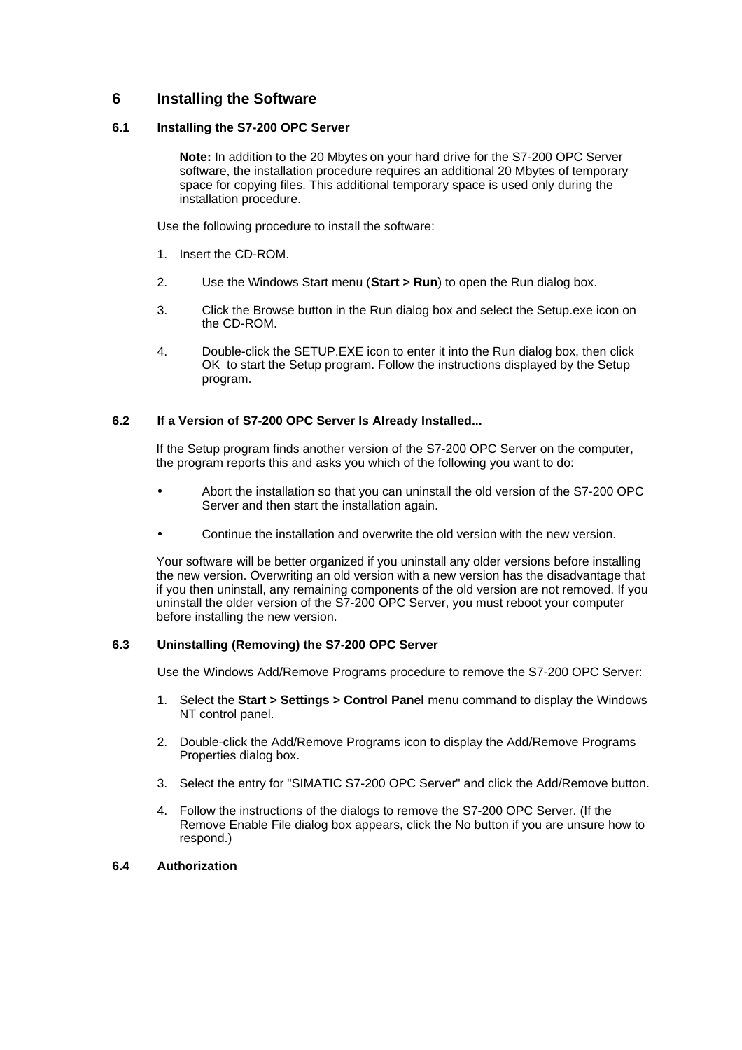# 6 Installing the Software

## 6.1 Installing the S7-200 OPC Server

**Note:** In addition to the 20 Mbytes on your hard drive for the S7-200 OPC Server software, the installation procedure requires an additional 20 Mbytes of temporary space for copying files. This additional temporary space is used only during the installation procedure.

Use the following procedure to install the software:

1. Insert the CD-ROM.
2. Use the Windows Start menu (**Start > Run**) to open the Run dialog box.
3. Click the Browse button in the Run dialog box and select the Setup.exe icon on the CD-ROM.
4. Double-click the SETUP.EXE icon to enter it into the Run dialog box, then click OK to start the Setup program. Follow the instructions displayed by the Setup program.

## 6.2 If a Version of S7-200 OPC Server Is Already Installed...

If the Setup program finds another version of the S7-200 OPC Server on the computer, the program reports this and asks you which of the following you want to do:

- Abort the installation so that you can uninstall the old version of the S7-200 OPC Server and then start the installation again.
- Continue the installation and overwrite the old version with the new version.

Your software will be better organized if you uninstall any older versions before installing the new version. Overwriting an old version with a new version has the disadvantage that if you then uninstall, any remaining components of the old version are not removed. If you uninstall the older version of the S7-200 OPC Server, you must reboot your computer before installing the new version.

## 6.3 Uninstalling (Removing) the S7-200 OPC Server

Use the Windows Add/Remove Programs procedure to remove the S7-200 OPC Server:

1. Select the **Start > Settings > Control Panel** menu command to display the Windows NT control panel.
2. Double-click the Add/Remove Programs icon to display the Add/Remove Programs Properties dialog box.
3. Select the entry for "SIMATIC S7-200 OPC Server" and click the Add/Remove button.
4. Follow the instructions of the dialogs to remove the S7-200 OPC Server. (If the Remove Enable File dialog box appears, click the No button if you are unsure how to respond.)

## 6.4 Authorization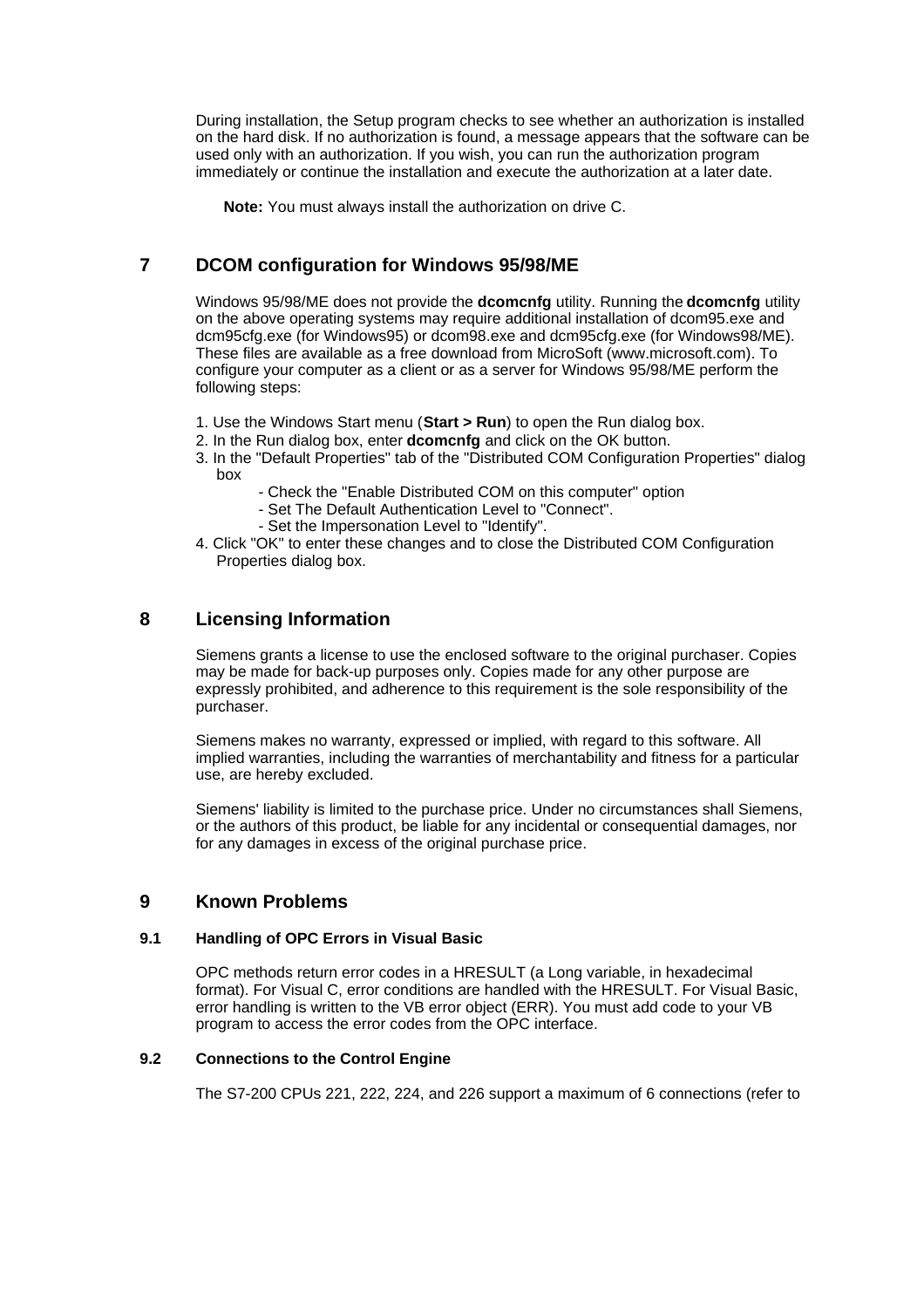During installation, the Setup program checks to see whether an authorization is installed on the hard disk. If no authorization is found, a message appears that the software can be used only with an authorization. If you wish, you can run the authorization program immediately or continue the installation and execute the authorization at a later date.

**Note:** You must always install the authorization on drive C.

## 7 DCOM configuration for Windows 95/98/ME

Windows 95/98/ME does not provide the **dcomcnfg** utility. Running the **dcomcnfg** utility on the above operating systems may require additional installation of dcom95.exe and dcm95cfg.exe (for Windows95) or dcom98.exe and dcm95cfg.exe (for Windows98/ME). These files are available as a free download from MicroSoft (www.microsoft.com). To configure your computer as a client or as a server for Windows 95/98/ME perform the following steps:

1. Use the Windows Start menu (**Start > Run**) to open the Run dialog box.
2. In the Run dialog box, enter **dcomcnfg** and click on the OK button.
3. In the "Default Properties" tab of the "Distributed COM Configuration Properties" dialog box
   - Check the "Enable Distributed COM on this computer" option
   - Set The Default Authentication Level to "Connect".
   - Set the Impersonation Level to "Identify".
4. Click "OK" to enter these changes and to close the Distributed COM Configuration Properties dialog box.

## 8 Licensing Information

Siemens grants a license to use the enclosed software to the original purchaser. Copies may be made for back-up purposes only. Copies made for any other purpose are expressly prohibited, and adherence to this requirement is the sole responsibility of the purchaser.

Siemens makes no warranty, expressed or implied, with regard to this software. All implied warranties, including the warranties of merchantability and fitness for a particular use, are hereby excluded.

Siemens' liability is limited to the purchase price. Under no circumstances shall Siemens, or the authors of this product, be liable for any incidental or consequential damages, nor for any damages in excess of the original purchase price.

## 9 Known Problems

### 9.1 Handling of OPC Errors in Visual Basic

OPC methods return error codes in a HRESULT (a Long variable, in hexadecimal format). For Visual C, error conditions are handled with the HRESULT. For Visual Basic, error handling is written to the VB error object (ERR). You must add code to your VB program to access the error codes from the OPC interface.

### 9.2 Connections to the Control Engine

The S7-200 CPUs 221, 222, 224, and 226 support a maximum of 6 connections (refer to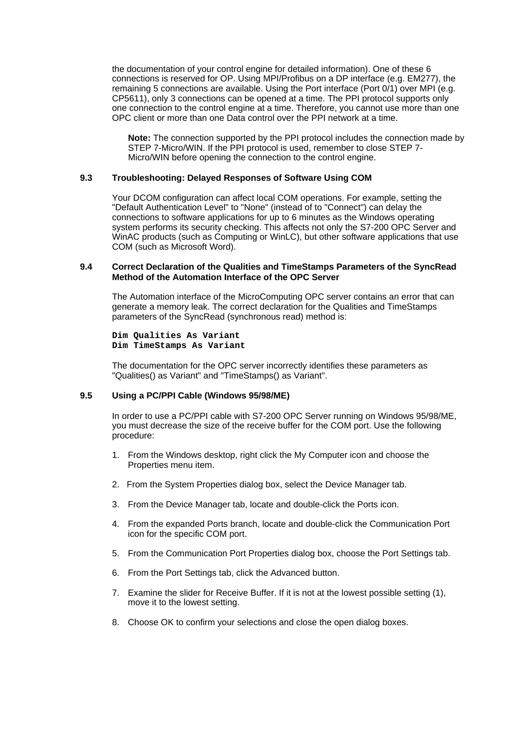the documentation of your control engine for detailed information). One of these 6 connections is reserved for OP. Using MPI/Profibus on a DP interface (e.g. EM277), the remaining 5 connections are available. Using the Port interface (Port 0/1) over MPI (e.g. CP5611), only 3 connections can be opened at a time. The PPI protocol supports only one connection to the control engine at a time. Therefore, you cannot use more than one OPC client or more than one Data control over the PPI network at a time.

> **Note:** The connection supported by the PPI protocol includes the connection made by STEP 7-Micro/WIN. If the PPI protocol is used, remember to close STEP 7-Micro/WIN before opening the connection to the control engine.

### 9.3 Troubleshooting: Delayed Responses of Software Using COM

Your DCOM configuration can affect local COM operations. For example, setting the "Default Authentication Level" to "None" (instead of to "Connect") can delay the connections to software applications for up to 6 minutes as the Windows operating system performs its security checking. This affects not only the S7-200 OPC Server and WinAC products (such as Computing or WinLC), but other software applications that use COM (such as Microsoft Word).

### 9.4 Correct Declaration of the Qualities and TimeStamps Parameters of the SyncRead Method of the Automation Interface of the OPC Server

The Automation interface of the MicroComputing OPC server contains an error that can generate a memory leak. The correct declaration for the Qualities and TimeStamps parameters of the SyncRead (synchronous read) method is:

```
Dim Qualities As Variant
Dim TimeStamps As Variant
```

The documentation for the OPC server incorrectly identifies these parameters as "Qualities() as Variant" and "TimeStamps() as Variant".

### 9.5 Using a PC/PPI Cable (Windows 95/98/ME)

In order to use a PC/PPI cable with S7-200 OPC Server running on Windows 95/98/ME, you must decrease the size of the receive buffer for the COM port. Use the following procedure:

1. From the Windows desktop, right click the My Computer icon and choose the Properties menu item.
2. From the System Properties dialog box, select the Device Manager tab.
3. From the Device Manager tab, locate and double-click the Ports icon.
4. From the expanded Ports branch, locate and double-click the Communication Port icon for the specific COM port.
5. From the Communication Port Properties dialog box, choose the Port Settings tab.
6. From the Port Settings tab, click the Advanced button.
7. Examine the slider for Receive Buffer. If it is not at the lowest possible setting (1), move it to the lowest setting.
8. Choose OK to confirm your selections and close the open dialog boxes.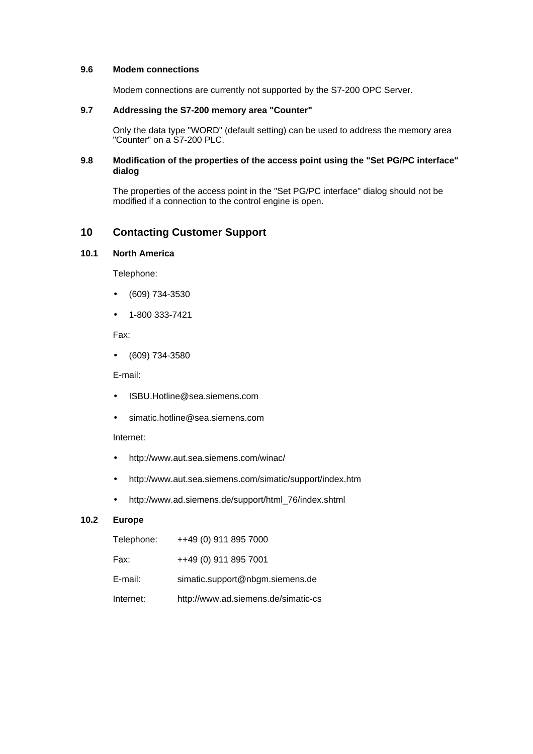### 9.6 Modem connections

Modem connections are currently not supported by the S7-200 OPC Server.

### 9.7 Addressing the S7-200 memory area "Counter"

Only the data type "WORD" (default setting) can be used to address the memory area "Counter" on a S7-200 PLC.

### 9.8 Modification of the properties of the access point using the "Set PG/PC interface" dialog

The properties of the access point in the "Set PG/PC interface" dialog should not be modified if a connection to the control engine is open.

## 10 Contacting Customer Support

### 10.1 North America

Telephone:

- (609) 734-3530
- 1-800 333-7421

Fax:

- (609) 734-3580

E-mail:

- ISBU.Hotline@sea.siemens.com
- simatic.hotline@sea.siemens.com

Internet:

- http://www.aut.sea.siemens.com/winac/
- http://www.aut.sea.siemens.com/simatic/support/index.htm
- http://www.ad.siemens.de/support/html_76/index.shtml

### 10.2 Europe

| | |
|---|---|
| Telephone: | ++49 (0) 911 895 7000 |
| Fax: | ++49 (0) 911 895 7001 |
| E-mail: | simatic.support@nbgm.siemens.de |
| Internet: | http://www.ad.siemens.de/simatic-cs |